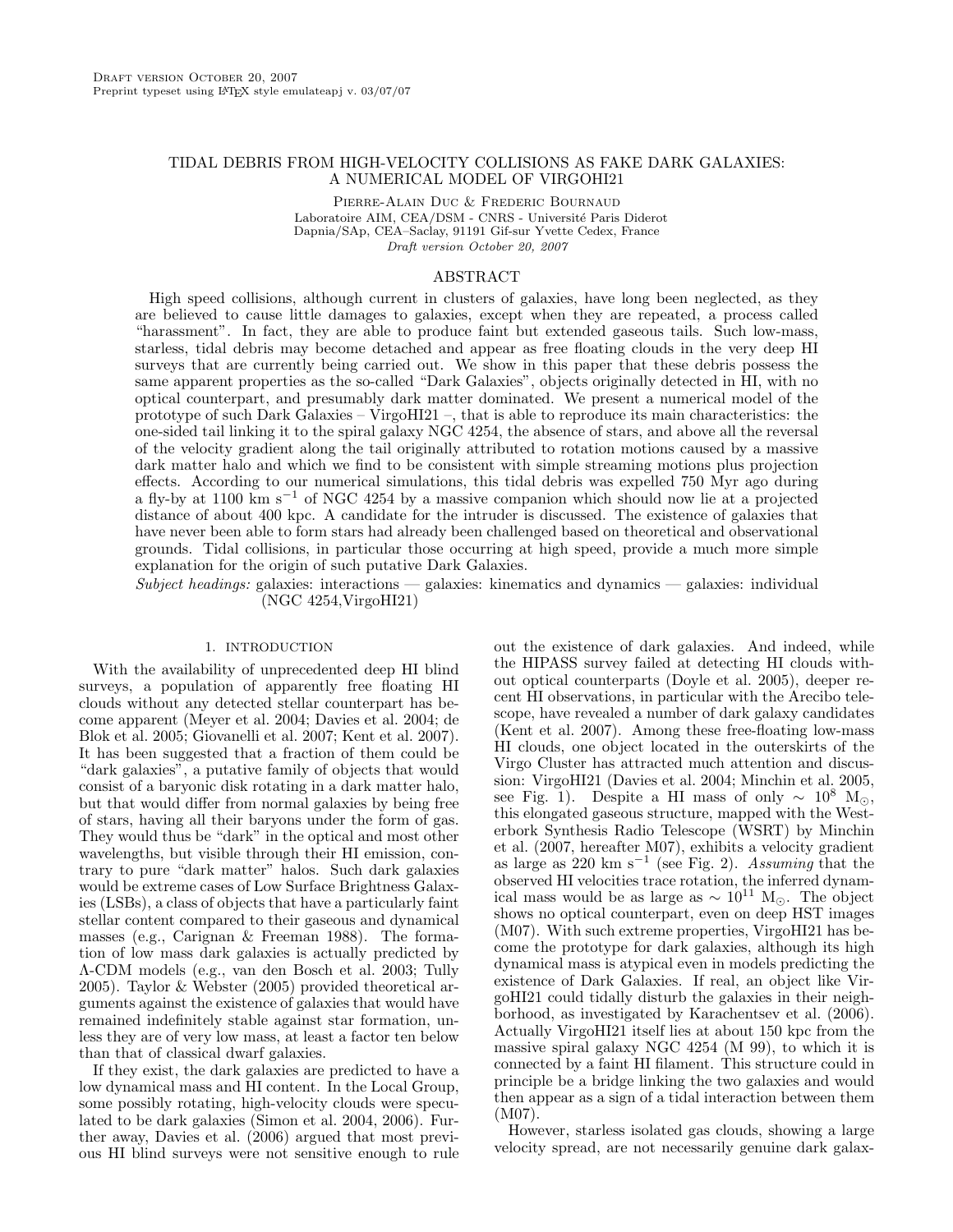Draft version October 20, 2007
Preprint typeset using LaTeX style emulateapj v. 03/07/07

# TIDAL DEBRIS FROM HIGH-VELOCITY COLLISIONS AS FAKE DARK GALAXIES: A NUMERICAL MODEL OF VIRGOHI21

Pierre-Alain Duc & Frederic Bournaud

Laboratoire AIM, CEA/DSM - CNRS - Université Paris Diderot
Dapnia/SAp, CEA–Saclay, 91191 Gif-sur Yvette Cedex, France

*Draft version October 20, 2007*

## ABSTRACT

High speed collisions, although current in clusters of galaxies, have long been neglected, as they are believed to cause little damages to galaxies, except when they are repeated, a process called "harassment". In fact, they are able to produce faint but extended gaseous tails. Such low-mass, starless, tidal debris may become detached and appear as free floating clouds in the very deep HI surveys that are currently being carried out. We show in this paper that these debris possess the same apparent properties as the so-called "Dark Galaxies", objects originally detected in HI, with no optical counterpart, and presumably dark matter dominated. We present a numerical model of the prototype of such Dark Galaxies – VirgoHI21 –, that is able to reproduce its main characteristics: the one-sided tail linking it to the spiral galaxy NGC 4254, the absence of stars, and above all the reversal of the velocity gradient along the tail originally attributed to rotation motions caused by a massive dark matter halo and which we find to be consistent with simple streaming motions plus projection effects. According to our numerical simulations, this tidal debris was expelled 750 Myr ago during a fly-by at 1100 km s$^{-1}$ of NGC 4254 by a massive companion which should now lie at a projected distance of about 400 kpc. A candidate for the intruder is discussed. The existence of galaxies that have never been able to form stars had already been challenged based on theoretical and observational grounds. Tidal collisions, in particular those occurring at high speed, provide a much more simple explanation for the origin of such putative Dark Galaxies.

*Subject headings:* galaxies: interactions — galaxies: kinematics and dynamics — galaxies: individual (NGC 4254,VirgoHI21)

## 1. INTRODUCTION

With the availability of unprecedented deep HI blind surveys, a population of apparently free floating HI clouds without any detected stellar counterpart has become apparent (Meyer et al. 2004; Davies et al. 2004; de Blok et al. 2005; Giovanelli et al. 2007; Kent et al. 2007). It has been suggested that a fraction of them could be "dark galaxies", a putative family of objects that would consist of a baryonic disk rotating in a dark matter halo, but that would differ from normal galaxies by being free of stars, having all their baryons under the form of gas. They would thus be "dark" in the optical and most other wavelengths, but visible through their HI emission, contrary to pure "dark matter" halos. Such dark galaxies would be extreme cases of Low Surface Brightness Galaxies (LSBs), a class of objects that have a particularly faint stellar content compared to their gaseous and dynamical masses (e.g., Carignan & Freeman 1988). The formation of low mass dark galaxies is actually predicted by Λ-CDM models (e.g., van den Bosch et al. 2003; Tully 2005). Taylor & Webster (2005) provided theoretical arguments against the existence of galaxies that would have remained indefinitely stable against star formation, unless they are of very low mass, at least a factor ten below than that of classical dwarf galaxies.

If they exist, the dark galaxies are predicted to have a low dynamical mass and HI content. In the Local Group, some possibly rotating, high-velocity clouds were speculated to be dark galaxies (Simon et al. 2004, 2006). Further away, Davies et al. (2006) argued that most previous HI blind surveys were not sensitive enough to rule out the existence of dark galaxies. And indeed, while the HIPASS survey failed at detecting HI clouds without optical counterparts (Doyle et al. 2005), deeper recent HI observations, in particular with the Arecibo telescope, have revealed a number of dark galaxy candidates (Kent et al. 2007). Among these free-floating low-mass HI clouds, one object located in the outerskirts of the Virgo Cluster has attracted much attention and discussion: VirgoHI21 (Davies et al. 2004; Minchin et al. 2005, see Fig. 1). Despite a HI mass of only $\sim 10^8$ M$_\odot$, this elongated gaseous structure, mapped with the Westerbork Synthesis Radio Telescope (WSRT) by Minchin et al. (2007, hereafter M07), exhibits a velocity gradient as large as 220 km s$^{-1}$ (see Fig. 2). *Assuming* that the observed HI velocities trace rotation, the inferred dynamical mass would be as large as $\sim 10^{11}$ M$_\odot$. The object shows no optical counterpart, even on deep HST images (M07). With such extreme properties, VirgoHI21 has become the prototype for dark galaxies, although its high dynamical mass is atypical even in models predicting the existence of Dark Galaxies. If real, an object like VirgoHI21 could tidally disturb the galaxies in their neighborhood, as investigated by Karachentsev et al. (2006). Actually VirgoHI21 itself lies at about 150 kpc from the massive spiral galaxy NGC 4254 (M 99), to which it is connected by a faint HI filament. This structure could in principle be a bridge linking the two galaxies and would then appear as a sign of a tidal interaction between them (M07).

However, starless isolated gas clouds, showing a large velocity spread, are not necessarily genuine dark galax-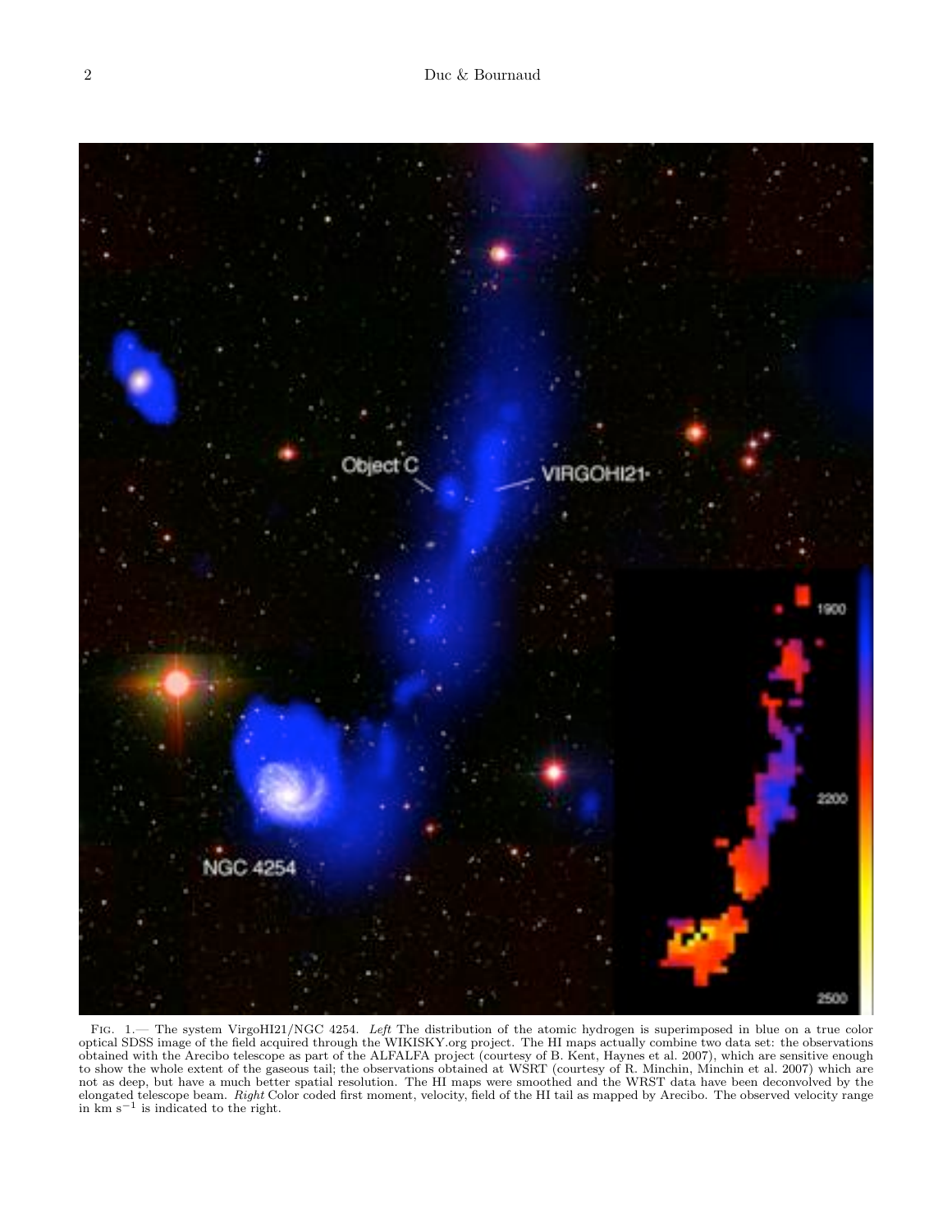Fig. 1.— The system VirgoHI21/NGC 4254. *Left* The distribution of the atomic hydrogen is superimposed in blue on a true color optical SDSS image of the field acquired through the WIKISKY.org project. The HI maps actually combine two data set: the observations obtained with the Arecibo telescope as part of the ALFALFA project (courtesy of B. Kent, Haynes et al. 2007), which are sensitive enough to show the whole extent of the gaseous tail; the observations obtained at WSRT (courtesy of R. Minchin, Minchin et al. 2007) which are not as deep, but have a much better spatial resolution. The HI maps were smoothed and the WRST data have been deconvolved by the elongated telescope beam. *Right* Color coded first moment, velocity, field of the HI tail as mapped by Arecibo. The observed velocity range in km $s^{-1}$ is indicated to the right.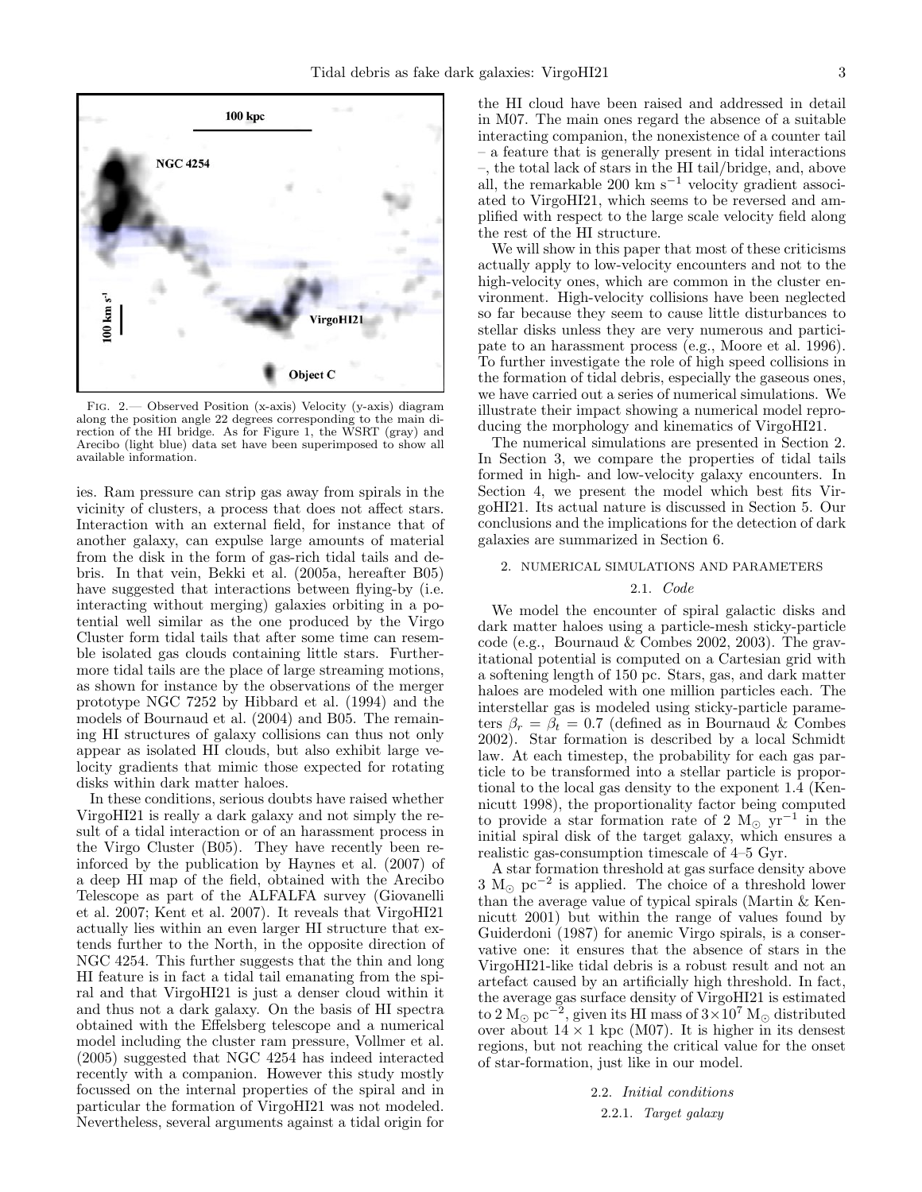FIG. 2.— Observed Position (x-axis) Velocity (y-axis) diagram along the position angle 22 degrees corresponding to the main direction of the HI bridge. As for Figure 1, the WSRT (gray) and Arecibo (light blue) data set have been superimposed to show all available information.

ies. Ram pressure can strip gas away from spirals in the vicinity of clusters, a process that does not affect stars. Interaction with an external field, for instance that of another galaxy, can expulse large amounts of material from the disk in the form of gas-rich tidal tails and debris. In that vein, Bekki et al. (2005a, hereafter B05) have suggested that interactions between flying-by (i.e. interacting without merging) galaxies orbiting in a potential well similar as the one produced by the Virgo Cluster form tidal tails that after some time can resemble isolated gas clouds containing little stars. Furthermore tidal tails are the place of large streaming motions, as shown for instance by the observations of the merger prototype NGC 7252 by Hibbard et al. (1994) and the models of Bournaud et al. (2004) and B05. The remaining HI structures of galaxy collisions can thus not only appear as isolated HI clouds, but also exhibit large velocity gradients that mimic those expected for rotating disks within dark matter haloes.

In these conditions, serious doubts have raised whether VirgoHI21 is really a dark galaxy and not simply the result of a tidal interaction or of an harassment process in the Virgo Cluster (B05). They have recently been reinforced by the publication by Haynes et al. (2007) of a deep HI map of the field, obtained with the Arecibo Telescope as part of the ALFALFA survey (Giovanelli et al. 2007; Kent et al. 2007). It reveals that VirgoHI21 actually lies within an even larger HI structure that extends further to the North, in the opposite direction of NGC 4254. This further suggests that the thin and long HI feature is in fact a tidal tail emanating from the spiral and that VirgoHI21 is just a denser cloud within it and thus not a dark galaxy. On the basis of HI spectra obtained with the Effelsberg telescope and a numerical model including the cluster ram pressure, Vollmer et al. (2005) suggested that NGC 4254 has indeed interacted recently with a companion. However this study mostly focussed on the internal properties of the spiral and in particular the formation of VirgoHI21 was not modeled. Nevertheless, several arguments against a tidal origin for the HI cloud have been raised and addressed in detail in M07. The main ones regard the absence of a suitable interacting companion, the nonexistence of a counter tail – a feature that is generally present in tidal interactions –, the total lack of stars in the HI tail/bridge, and, above all, the remarkable 200 km s$^{-1}$ velocity gradient associated to VirgoHI21, which seems to be reversed and amplified with respect to the large scale velocity field along the rest of the HI structure.

We will show in this paper that most of these criticisms actually apply to low-velocity encounters and not to the high-velocity ones, which are common in the cluster environment. High-velocity collisions have been neglected so far because they seem to cause little disturbances to stellar disks unless they are very numerous and participate to an harassment process (e.g., Moore et al. 1996). To further investigate the role of high speed collisions in the formation of tidal debris, especially the gaseous ones, we have carried out a series of numerical simulations. We illustrate their impact showing a numerical model reproducing the morphology and kinematics of VirgoHI21.

The numerical simulations are presented in Section 2. In Section 3, we compare the properties of tidal tails formed in high- and low-velocity galaxy encounters. In Section 4, we present the model which best fits VirgoHI21. Its actual nature is discussed in Section 5. Our conclusions and the implications for the detection of dark galaxies are summarized in Section 6.

## 2. NUMERICAL SIMULATIONS AND PARAMETERS

### 2.1. *Code*

We model the encounter of spiral galactic disks and dark matter haloes using a particle-mesh sticky-particle code (e.g., Bournaud & Combes 2002, 2003). The gravitational potential is computed on a Cartesian grid with a softening length of 150 pc. Stars, gas, and dark matter haloes are modeled with one million particles each. The interstellar gas is modeled using sticky-particle parameters $\beta_r = \beta_t = 0.7$ (defined as in Bournaud & Combes 2002). Star formation is described by a local Schmidt law. At each timestep, the probability for each gas particle to be transformed into a stellar particle is proportional to the local gas density to the exponent 1.4 (Kennicutt 1998), the proportionality factor being computed to provide a star formation rate of 2 M$_\odot$ yr$^{-1}$ in the initial spiral disk of the target galaxy, which ensures a realistic gas-consumption timescale of 4–5 Gyr.

A star formation threshold at gas surface density above 3 M$_\odot$ pc$^{-2}$ is applied. The choice of a threshold lower than the average value of typical spirals (Martin & Kennicutt 2001) but within the range of values found by Guiderdoni (1987) for anemic Virgo spirals, is a conservative one: it ensures that the absence of stars in the VirgoHI21-like tidal debris is a robust result and not an artefact caused by an artificially high threshold. In fact, the average gas surface density of VirgoHI21 is estimated to 2 M$_\odot$ pc$^{-2}$, given its HI mass of $3\times10^7$ M$_\odot$ distributed over about $14 \times 1$ kpc (M07). It is higher in its densest regions, but not reaching the critical value for the onset of star-formation, just like in our model.

### 2.2. *Initial conditions*

#### 2.2.1. *Target galaxy*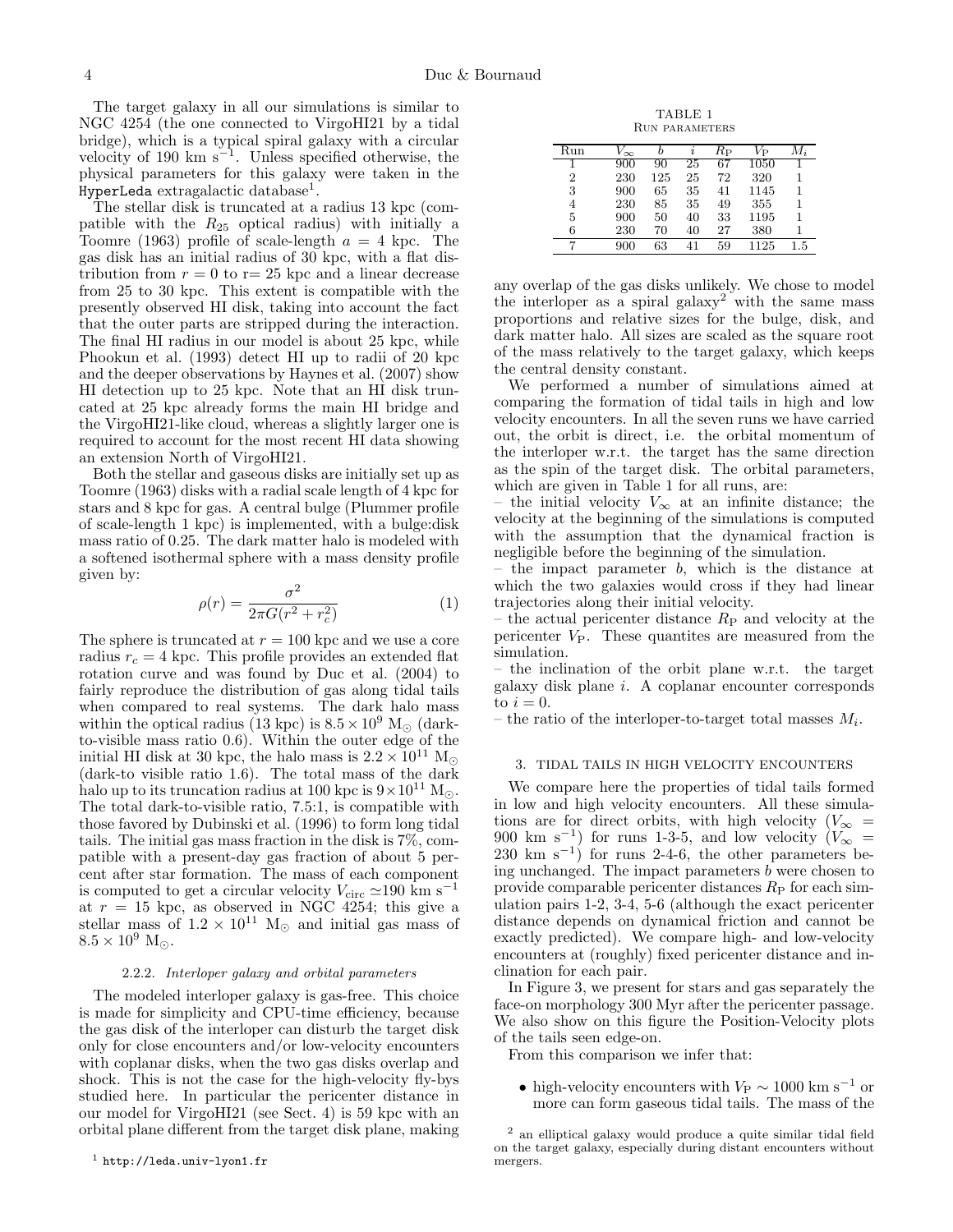The target galaxy in all our simulations is similar to NGC 4254 (the one connected to VirgoHI21 by a tidal bridge), which is a typical spiral galaxy with a circular velocity of 190 km $s^{-1}$. Unless specified otherwise, the physical parameters for this galaxy were taken in the HyperLeda extragalactic database[1].

The stellar disk is truncated at a radius 13 kpc (compatible with the $R_{25}$ optical radius) with initially a Toomre (1963) profile of scale-length $a$ = 4 kpc. The gas disk has an initial radius of 30 kpc, with a flat distribution from $r = 0$ to r= 25 kpc and a linear decrease from 25 to 30 kpc. This extent is compatible with the presently observed HI disk, taking into account the fact that the outer parts are stripped during the interaction. The final HI radius in our model is about 25 kpc, while Phookun et al. (1993) detect HI up to radii of 20 kpc and the deeper observations by Haynes et al. (2007) show HI detection up to 25 kpc. Note that an HI disk truncated at 25 kpc already forms the main HI bridge and the VirgoHI21-like cloud, whereas a slightly larger one is required to account for the most recent HI data showing an extension North of VirgoHI21.

Both the stellar and gaseous disks are initially set up as Toomre (1963) disks with a radial scale length of 4 kpc for stars and 8 kpc for gas. A central bulge (Plummer profile of scale-length 1 kpc) is implemented, with a bulge:disk mass ratio of 0.25. The dark matter halo is modeled with a softened isothermal sphere with a mass density profile given by:

$$\rho(r) = \frac{\sigma^2}{2\pi G(r^2 + r_c^2)} \quad (1)$$

The sphere is truncated at $r = 100$ kpc and we use a core radius $r_c = 4$ kpc. This profile provides an extended flat rotation curve and was found by Duc et al. (2004) to fairly reproduce the distribution of gas along tidal tails when compared to real systems. The dark halo mass within the optical radius (13 kpc) is $8.5 \times 10^9$ $M_\odot$ (dark-to-visible mass ratio 0.6). Within the outer edge of the initial HI disk at 30 kpc, the halo mass is $2.2 \times 10^{11}$ $M_\odot$ (dark-to visible ratio 1.6). The total mass of the dark halo up to its truncation radius at 100 kpc is $9 \times 10^{11}$ $M_\odot$. The total dark-to-visible ratio, 7.5:1, is compatible with those favored by Dubinski et al. (1996) to form long tidal tails. The initial gas mass fraction in the disk is 7%, compatible with a present-day gas fraction of about 5 percent after star formation. The mass of each component is computed to get a circular velocity $V_{\rm circ} \simeq 190$ km $s^{-1}$ at $r = 15$ kpc, as observed in NGC 4254; this give a stellar mass of $1.2 \times 10^{11}$ $M_\odot$ and initial gas mass of $8.5 \times 10^9$ $M_\odot$.

#### 2.2.2. *Interloper galaxy and orbital parameters*

The modeled interloper galaxy is gas-free. This choice is made for simplicity and CPU-time efficiency, because the gas disk of the interloper can disturb the target disk only for close encounters and/or low-velocity encounters with coplanar disks, when the two gas disks overlap and shock. This is not the case for the high-velocity fly-bys studied here. In particular the pericenter distance in our model for VirgoHI21 (see Sect. 4) is 59 kpc with an orbital plane different from the target disk plane, making any overlap of the gas disks unlikely. We chose to model the interloper as a spiral galaxy[2] with the same mass proportions and relative sizes for the bulge, disk, and dark matter halo. All sizes are scaled as the square root of the mass relatively to the target galaxy, which keeps the central density constant.

TABLE 1
Run parameters

| Run | $V_\infty$ | $b$ | $i$ | $R_{\rm P}$ | $V_{\rm P}$ | $M_i$ |
|---|---|---|---|---|---|---|
| 1 | 900 | 90 | 25 | 67 | 1050 | 1 |
| 2 | 230 | 125 | 25 | 72 | 320 | 1 |
| 3 | 900 | 65 | 35 | 41 | 1145 | 1 |
| 4 | 230 | 85 | 35 | 49 | 355 | 1 |
| 5 | 900 | 50 | 40 | 33 | 1195 | 1 |
| 6 | 230 | 70 | 40 | 27 | 380 | 1 |
| 7 | 900 | 63 | 41 | 59 | 1125 | 1.5 |

We performed a number of simulations aimed at comparing the formation of tidal tails in high and low velocity encounters. In all the seven runs we have carried out, the orbit is direct, i.e. the orbital momentum of the interloper w.r.t. the target has the same direction as the spin of the target disk. The orbital parameters, which are given in Table 1 for all runs, are:

– the initial velocity $V_\infty$ at an infinite distance; the velocity at the beginning of the simulations is computed with the assumption that the dynamical fraction is negligible before the beginning of the simulation.

– the impact parameter $b$, which is the distance at which the two galaxies would cross if they had linear trajectories along their initial velocity.

– the actual pericenter distance $R_{\rm P}$ and velocity at the pericenter $V_{\rm P}$. These quantites are measured from the simulation.

– the inclination of the orbit plane w.r.t. the target galaxy disk plane $i$. A coplanar encounter corresponds to $i = 0$.

– the ratio of the interloper-to-target total masses $M_i$.

## 3. TIDAL TAILS IN HIGH VELOCITY ENCOUNTERS

We compare here the properties of tidal tails formed in low and high velocity encounters. All these simulations are for direct orbits, with high velocity ($V_\infty$ = 900 km $s^{-1}$) for runs 1-3-5, and low velocity ($V_\infty$ = 230 km $s^{-1}$) for runs 2-4-6, the other parameters being unchanged. The impact parameters $b$ were chosen to provide comparable pericenter distances $R_{\rm P}$ for each simulation pairs 1-2, 3-4, 5-6 (although the exact pericenter distance depends on dynamical friction and cannot be exactly predicted). We compare high- and low-velocity encounters at (roughly) fixed pericenter distance and inclination for each pair.

In Figure 3, we present for stars and gas separately the face-on morphology 300 Myr after the pericenter passage. We also show on this figure the Position-Velocity plots of the tails seen edge-on.

From this comparison we infer that:

- high-velocity encounters with $V_{\rm P} \sim 1000$ km $s^{-1}$ or more can form gaseous tidal tails. The mass of the

[1] http://leda.univ-lyon1.fr

[2] an elliptical galaxy would produce a quite similar tidal field on the target galaxy, especially during distant encounters without mergers.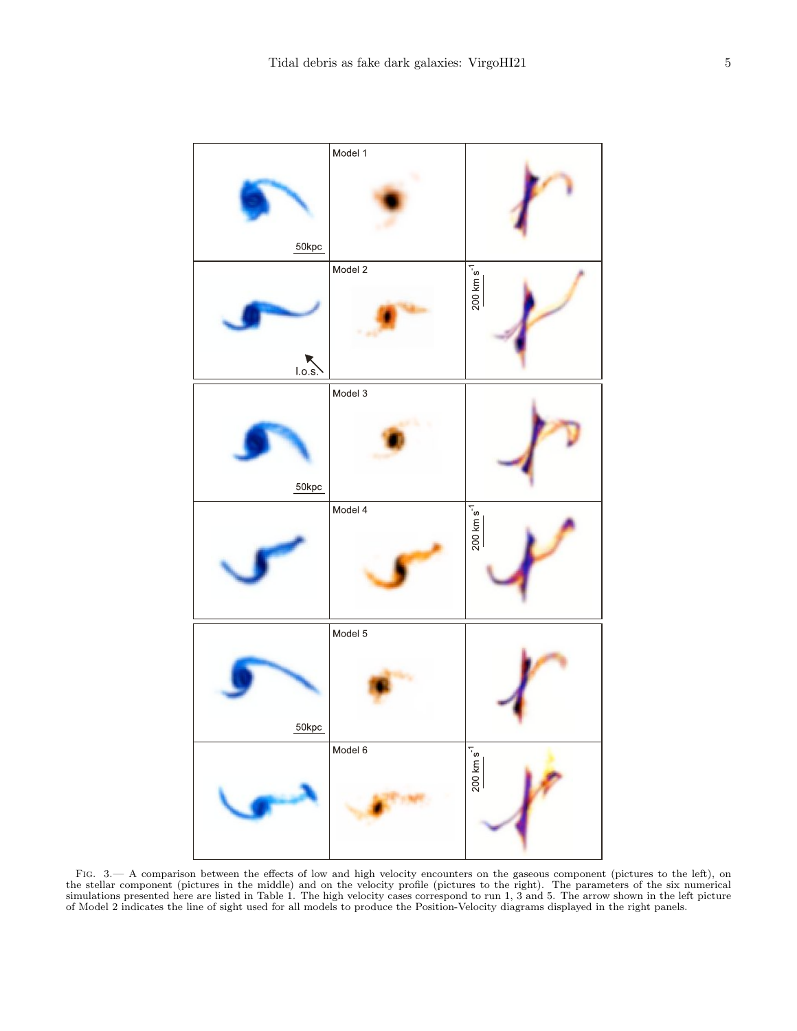Fig. 3.— A comparison between the effects of low and high velocity encounters on the gaseous component (pictures to the left), on the stellar component (pictures in the middle) and on the velocity profile (pictures to the right). The parameters of the six numerical simulations presented here are listed in Table 1. The high velocity cases correspond to run 1, 3 and 5. The arrow shown in the left picture of Model 2 indicates the line of sight used for all models to produce the Position-Velocity diagrams displayed in the right panels.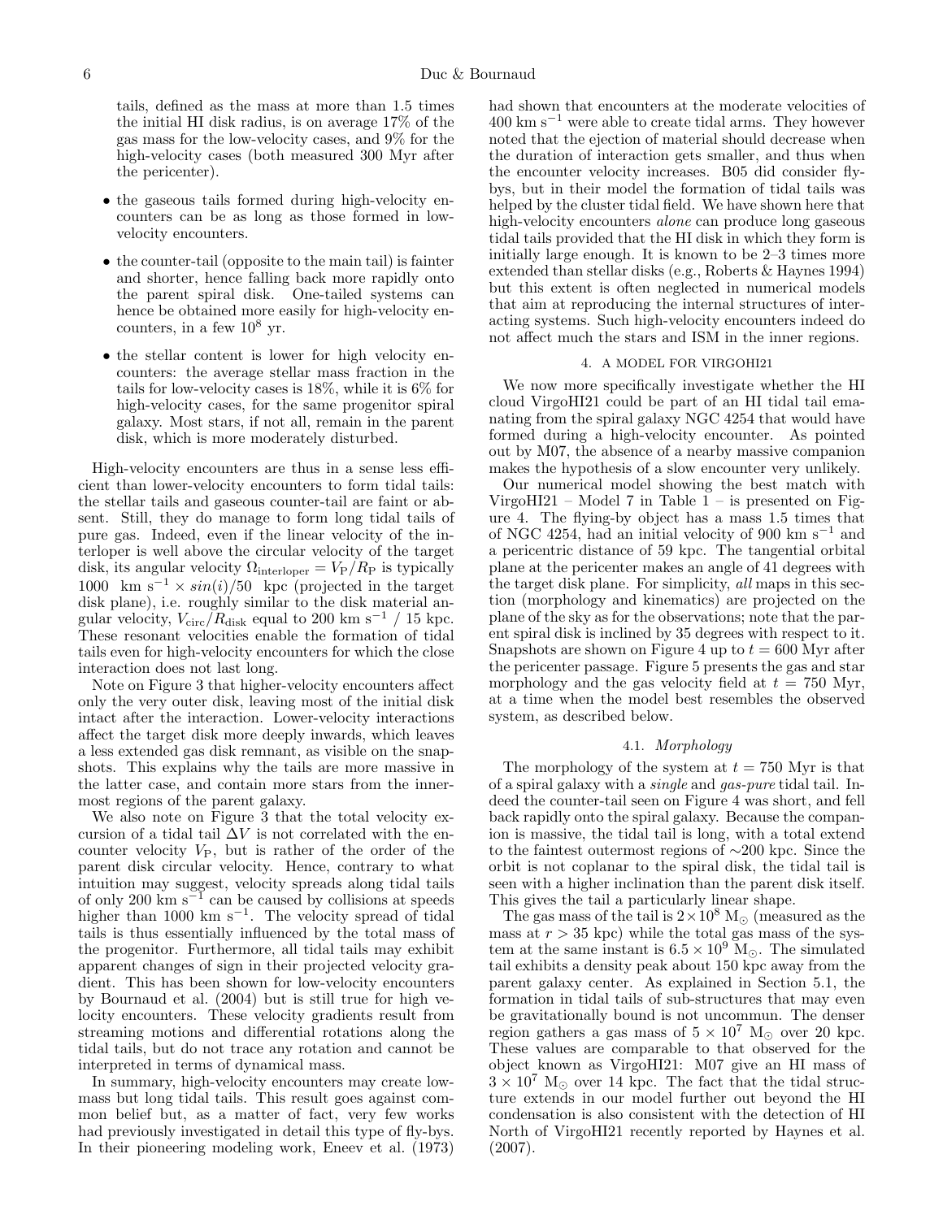tails, defined as the mass at more than 1.5 times the initial HI disk radius, is on average 17% of the gas mass for the low-velocity cases, and 9% for the high-velocity cases (both measured 300 Myr after the pericenter).

- the gaseous tails formed during high-velocity encounters can be as long as those formed in low-velocity encounters.
- the counter-tail (opposite to the main tail) is fainter and shorter, hence falling back more rapidly onto the parent spiral disk. One-tailed systems can hence be obtained more easily for high-velocity encounters, in a few $10^8$ yr.
- the stellar content is lower for high velocity encounters: the average stellar mass fraction in the tails for low-velocity cases is 18%, while it is 6% for high-velocity cases, for the same progenitor spiral galaxy. Most stars, if not all, remain in the parent disk, which is more moderately disturbed.

High-velocity encounters are thus in a sense less efficient than lower-velocity encounters to form tidal tails: the stellar tails and gaseous counter-tail are faint or absent. Still, they do manage to form long tidal tails of pure gas. Indeed, even if the linear velocity of the interloper is well above the circular velocity of the target disk, its angular velocity $\Omega_{\rm interloper} = V_{\rm P}/R_{\rm P}$ is typically 1000 km s$^{-1}$ $\times$ $sin(i)$/50 kpc (projected in the target disk plane), i.e. roughly similar to the disk material angular velocity, $V_{\rm circ}/R_{\rm disk}$ equal to 200 km s$^{-1}$ / 15 kpc. These resonant velocities enable the formation of tidal tails even for high-velocity encounters for which the close interaction does not last long.

Note on Figure 3 that higher-velocity encounters affect only the very outer disk, leaving most of the initial disk intact after the interaction. Lower-velocity interactions affect the target disk more deeply inwards, which leaves a less extended gas disk remnant, as visible on the snapshots. This explains why the tails are more massive in the latter case, and contain more stars from the innermost regions of the parent galaxy.

We also note on Figure 3 that the total velocity excursion of a tidal tail $\Delta V$ is not correlated with the encounter velocity $V_{\rm P}$, but is rather of the order of the parent disk circular velocity. Hence, contrary to what intuition may suggest, velocity spreads along tidal tails of only 200 km s$^{-1}$ can be caused by collisions at speeds higher than 1000 km s$^{-1}$. The velocity spread of tidal tails is thus essentially influenced by the total mass of the progenitor. Furthermore, all tidal tails may exhibit apparent changes of sign in their projected velocity gradient. This has been shown for low-velocity encounters by Bournaud et al. (2004) but is still true for high velocity encounters. These velocity gradients result from streaming motions and differential rotations along the tidal tails, but do not trace any rotation and cannot be interpreted in terms of dynamical mass.

In summary, high-velocity encounters may create low-mass but long tidal tails. This result goes against common belief but, as a matter of fact, very few works had previously investigated in detail this type of fly-bys. In their pioneering modeling work, Eneev et al. (1973) had shown that encounters at the moderate velocities of 400 km s$^{-1}$ were able to create tidal arms. They however noted that the ejection of material should decrease when the duration of interaction gets smaller, and thus when the encounter velocity increases. B05 did consider fly-bys, but in their model the formation of tidal tails was helped by the cluster tidal field. We have shown here that high-velocity encounters *alone* can produce long gaseous tidal tails provided that the HI disk in which they form is initially large enough. It is known to be 2–3 times more extended than stellar disks (e.g., Roberts & Haynes 1994) but this extent is often neglected in numerical models that aim at reproducing the internal structures of interacting systems. Such high-velocity encounters indeed do not affect much the stars and ISM in the inner regions.

## 4. A MODEL FOR VIRGOHI21

We now more specifically investigate whether the HI cloud VirgoHI21 could be part of an HI tidal tail emanating from the spiral galaxy NGC 4254 that would have formed during a high-velocity encounter. As pointed out by M07, the absence of a nearby massive companion makes the hypothesis of a slow encounter very unlikely.

Our numerical model showing the best match with VirgoHI21 – Model 7 in Table 1 – is presented on Figure 4. The flying-by object has a mass 1.5 times that of NGC 4254, had an initial velocity of 900 km s$^{-1}$ and a pericentric distance of 59 kpc. The tangential orbital plane at the pericenter makes an angle of 41 degrees with the target disk plane. For simplicity, *all* maps in this section (morphology and kinematics) are projected on the plane of the sky as for the observations; note that the parent spiral disk is inclined by 35 degrees with respect to it. Snapshots are shown on Figure 4 up to $t = 600$ Myr after the pericenter passage. Figure 5 presents the gas and star morphology and the gas velocity field at $t = 750$ Myr, at a time when the model best resembles the observed system, as described below.

### 4.1. *Morphology*

The morphology of the system at $t = 750$ Myr is that of a spiral galaxy with a *single* and *gas-pure* tidal tail. Indeed the counter-tail seen on Figure 4 was short, and fell back rapidly onto the spiral galaxy. Because the companion is massive, the tidal tail is long, with a total extend to the faintest outermost regions of ∼200 kpc. Since the orbit is not coplanar to the spiral disk, the tidal tail is seen with a higher inclination than the parent disk itself. This gives the tail a particularly linear shape.

The gas mass of the tail is $2 \times 10^8$ M$_\odot$ (measured as the mass at $r > 35$ kpc) while the total gas mass of the system at the same instant is $6.5 \times 10^9$ M$_\odot$. The simulated tail exhibits a density peak about 150 kpc away from the parent galaxy center. As explained in Section 5.1, the formation in tidal tails of sub-structures that may even be gravitationally bound is not uncommun. The denser region gathers a gas mass of $5 \times 10^7$ M$_\odot$ over 20 kpc. These values are comparable to that observed for the object known as VirgoHI21: M07 give an HI mass of $3 \times 10^7$ M$_\odot$ over 14 kpc. The fact that the tidal structure extends in our model further out beyond the HI condensation is also consistent with the detection of HI North of VirgoHI21 recently reported by Haynes et al. (2007).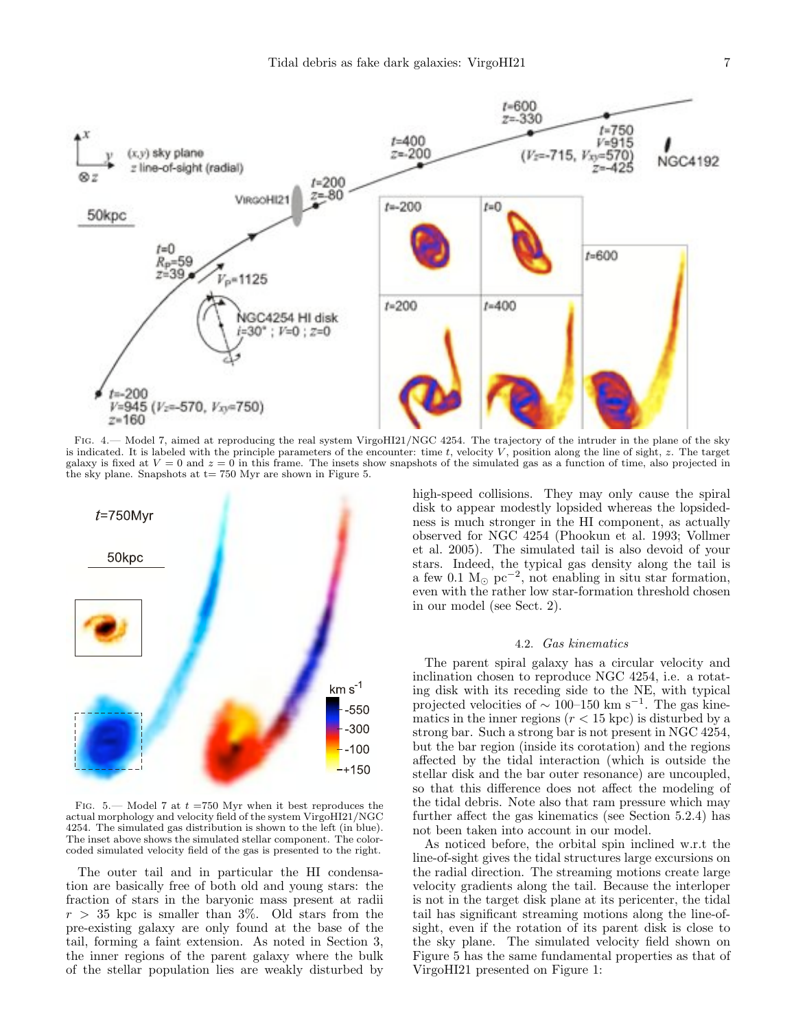FIG. 4.— Model 7, aimed at reproducing the real system VirgoHI21/NGC 4254. The trajectory of the intruder in the plane of the sky is indicated. It is labeled with the principle parameters of the encounter: time $t$, velocity $V$, position along the line of sight, $z$. The target galaxy is fixed at $V = 0$ and $z = 0$ in this frame. The insets show snapshots of the simulated gas as a function of time, also projected in the sky plane. Snapshots at t= 750 Myr are shown in Figure 5.

FIG. 5.— Model 7 at $t$ =750 Myr when it best reproduces the actual morphology and velocity field of the system VirgoHI21/NGC 4254. The simulated gas distribution is shown to the left (in blue). The inset above shows the simulated stellar component. The color-coded simulated velocity field of the gas is presented to the right.

The outer tail and in particular the HI condensation are basically free of both old and young stars: the fraction of stars in the baryonic mass present at radii $r > 35$ kpc is smaller than 3%. Old stars from the pre-existing galaxy are only found at the base of the tail, forming a faint extension. As noted in Section 3, the inner regions of the parent galaxy where the bulk of the stellar population lies are weakly disturbed by high-speed collisions. They may only cause the spiral disk to appear modestly lopsided whereas the lopsidedness is much stronger in the HI component, as actually observed for NGC 4254 (Phookun et al. 1993; Vollmer et al. 2005). The simulated tail is also devoid of your stars. Indeed, the typical gas density along the tail is a few 0.1 $M_\odot$ pc$^{-2}$, not enabling in situ star formation, even with the rather low star-formation threshold chosen in our model (see Sect. 2).

### 4.2. *Gas kinematics*

The parent spiral galaxy has a circular velocity and inclination chosen to reproduce NGC 4254, i.e. a rotating disk with its receding side to the NE, with typical projected velocities of $\sim$ 100–150 km s$^{-1}$. The gas kinematics in the inner regions ($r < 15$ kpc) is disturbed by a strong bar. Such a strong bar is not present in NGC 4254, but the bar region (inside its corotation) and the regions affected by the tidal interaction (which is outside the stellar disk and the bar outer resonance) are uncoupled, so that this difference does not affect the modeling of the tidal debris. Note also that ram pressure which may further affect the gas kinematics (see Section 5.2.4) has not been taken into account in our model.

As noticed before, the orbital spin inclined w.r.t the line-of-sight gives the tidal structures large excursions on the radial direction. The streaming motions create large velocity gradients along the tail. Because the interloper is not in the target disk plane at its pericenter, the tidal tail has significant streaming motions along the line-of-sight, even if the rotation of its parent disk is close to the sky plane. The simulated velocity field shown on Figure 5 has the same fundamental properties as that of VirgoHI21 presented on Figure 1: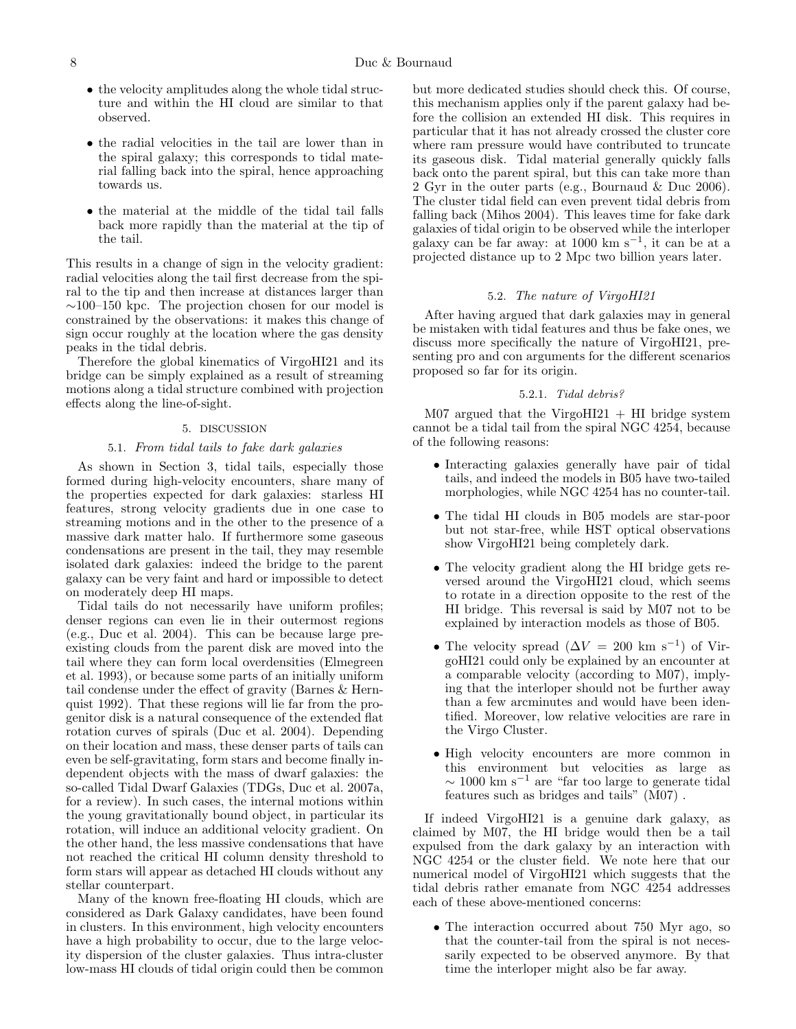- the velocity amplitudes along the whole tidal structure and within the HI cloud are similar to that observed.

- the radial velocities in the tail are lower than in the spiral galaxy; this corresponds to tidal material falling back into the spiral, hence approaching towards us.

- the material at the middle of the tidal tail falls back more rapidly than the material at the tip of the tail.

This results in a change of sign in the velocity gradient: radial velocities along the tail first decrease from the spiral to the tip and then increase at distances larger than ∼100–150 kpc. The projection chosen for our model is constrained by the observations: it makes this change of sign occur roughly at the location where the gas density peaks in the tidal debris.

Therefore the global kinematics of VirgoHI21 and its bridge can be simply explained as a result of streaming motions along a tidal structure combined with projection effects along the line-of-sight.

## 5. DISCUSSION

### 5.1. *From tidal tails to fake dark galaxies*

As shown in Section 3, tidal tails, especially those formed during high-velocity encounters, share many of the properties expected for dark galaxies: starless HI features, strong velocity gradients due in one case to streaming motions and in the other to the presence of a massive dark matter halo. If furthermore some gaseous condensations are present in the tail, they may resemble isolated dark galaxies: indeed the bridge to the parent galaxy can be very faint and hard or impossible to detect on moderately deep HI maps.

Tidal tails do not necessarily have uniform profiles; denser regions can even lie in their outermost regions (e.g., Duc et al. 2004). This can be because large pre-existing clouds from the parent disk are moved into the tail where they can form local overdensities (Elmegreen et al. 1993), or because some parts of an initially uniform tail condense under the effect of gravity (Barnes & Hernquist 1992). That these regions will lie far from the progenitor disk is a natural consequence of the extended flat rotation curves of spirals (Duc et al. 2004). Depending on their location and mass, these denser parts of tails can even be self-gravitating, form stars and become finally independent objects with the mass of dwarf galaxies: the so-called Tidal Dwarf Galaxies (TDGs, Duc et al. 2007a, for a review). In such cases, the internal motions within the young gravitationally bound object, in particular its rotation, will induce an additional velocity gradient. On the other hand, the less massive condensations that have not reached the critical HI column density threshold to form stars will appear as detached HI clouds without any stellar counterpart.

Many of the known free-floating HI clouds, which are considered as Dark Galaxy candidates, have been found in clusters. In this environment, high velocity encounters have a high probability to occur, due to the large velocity dispersion of the cluster galaxies. Thus intra-cluster low-mass HI clouds of tidal origin could then be common but more dedicated studies should check this. Of course, this mechanism applies only if the parent galaxy had before the collision an extended HI disk. This requires in particular that it has not already crossed the cluster core where ram pressure would have contributed to truncate its gaseous disk. Tidal material generally quickly falls back onto the parent spiral, but this can take more than 2 Gyr in the outer parts (e.g., Bournaud & Duc 2006). The cluster tidal field can even prevent tidal debris from falling back (Mihos 2004). This leaves time for fake dark galaxies of tidal origin to be observed while the interloper galaxy can be far away: at 1000 km s$^{-1}$, it can be at a projected distance up to 2 Mpc two billion years later.

### 5.2. *The nature of VirgoHI21*

After having argued that dark galaxies may in general be mistaken with tidal features and thus be fake ones, we discuss more specifically the nature of VirgoHI21, presenting pro and con arguments for the different scenarios proposed so far for its origin.

#### 5.2.1. *Tidal debris?*

M07 argued that the VirgoHI21 + HI bridge system cannot be a tidal tail from the spiral NGC 4254, because of the following reasons:

- Interacting galaxies generally have pair of tidal tails, and indeed the models in B05 have two-tailed morphologies, while NGC 4254 has no counter-tail.

- The tidal HI clouds in B05 models are star-poor but not star-free, while HST optical observations show VirgoHI21 being completely dark.

- The velocity gradient along the HI bridge gets reversed around the VirgoHI21 cloud, which seems to rotate in a direction opposite to the rest of the HI bridge. This reversal is said by M07 not to be explained by interaction models as those of B05.

- The velocity spread ($\Delta V = 200$ km s$^{-1}$) of VirgoHI21 could only be explained by an encounter at a comparable velocity (according to M07), implying that the interloper should not be further away than a few arcminutes and would have been identified. Moreover, low relative velocities are rare in the Virgo Cluster.

- High velocity encounters are more common in this environment but velocities as large as $\sim 1000$ km s$^{-1}$ are "far too large to generate tidal features such as bridges and tails" (M07) .

If indeed VirgoHI21 is a genuine dark galaxy, as claimed by M07, the HI bridge would then be a tail expulsed from the dark galaxy by an interaction with NGC 4254 or the cluster field. We note here that our numerical model of VirgoHI21 which suggests that the tidal debris rather emanate from NGC 4254 addresses each of these above-mentioned concerns:

- The interaction occurred about 750 Myr ago, so that the counter-tail from the spiral is not necessarily expected to be observed anymore. By that time the interloper might also be far away.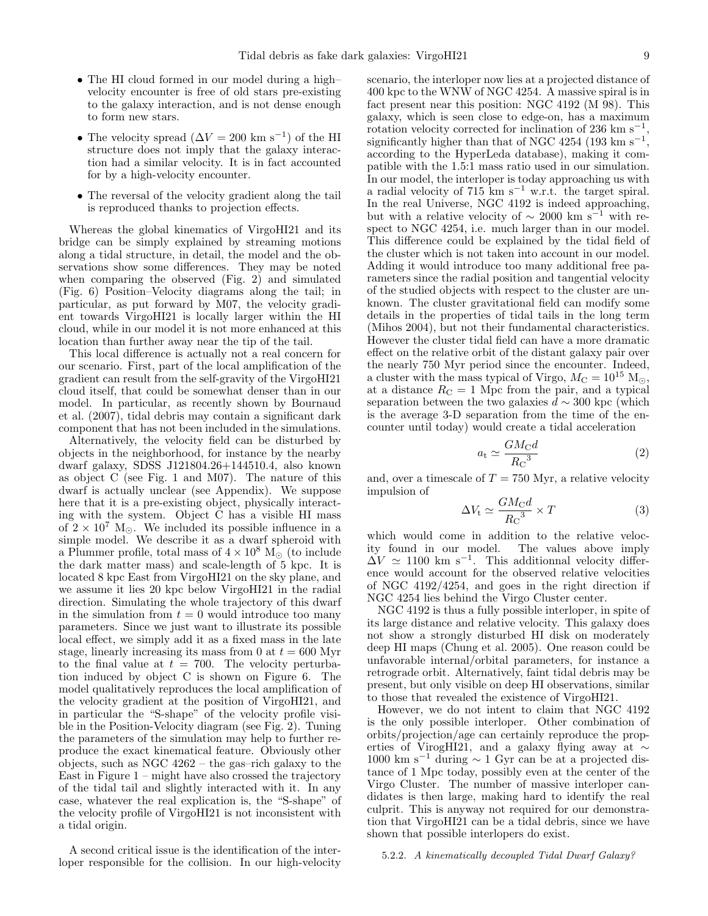- The HI cloud formed in our model during a high–velocity encounter is free of old stars pre-existing to the galaxy interaction, and is not dense enough to form new stars.
- The velocity spread ($\Delta V = 200$ km s$^{-1}$) of the HI structure does not imply that the galaxy interaction had a similar velocity. It is in fact accounted for by a high-velocity encounter.
- The reversal of the velocity gradient along the tail is reproduced thanks to projection effects.

Whereas the global kinematics of VirgoHI21 and its bridge can be simply explained by streaming motions along a tidal structure, in detail, the model and the observations show some differences. They may be noted when comparing the observed (Fig. 2) and simulated (Fig. 6) Position–Velocity diagrams along the tail; in particular, as put forward by M07, the velocity gradient towards VirgoHI21 is locally larger within the HI cloud, while in our model it is not more enhanced at this location than further away near the tip of the tail.

This local difference is actually not a real concern for our scenario. First, part of the local amplification of the gradient can result from the self-gravity of the VirgoHI21 cloud itself, that could be somewhat denser than in our model. In particular, as recently shown by Bournaud et al. (2007), tidal debris may contain a significant dark component that has not been included in the simulations.

Alternatively, the velocity field can be disturbed by objects in the neighborhood, for instance by the nearby dwarf galaxy, SDSS J121804.26+144510.4, also known as object C (see Fig. 1 and M07). The nature of this dwarf is actually unclear (see Appendix). We suppose here that it is a pre-existing object, physically interacting with the system. Object C has a visible HI mass of $2 \times 10^7$ M$_\odot$. We included its possible influence in a simple model. We describe it as a dwarf spheroid with a Plummer profile, total mass of $4 \times 10^8$ M$_\odot$ (to include the dark matter mass) and scale-length of 5 kpc. It is located 8 kpc East from VirgoHI21 on the sky plane, and we assume it lies 20 kpc below VirgoHI21 in the radial direction. Simulating the whole trajectory of this dwarf in the simulation from $t = 0$ would introduce too many parameters. Since we just want to illustrate its possible local effect, we simply add it as a fixed mass in the late stage, linearly increasing its mass from 0 at $t = 600$ Myr to the final value at $t = 700$. The velocity perturbation induced by object C is shown on Figure 6. The model qualitatively reproduces the local amplification of the velocity gradient at the position of VirgoHI21, and in particular the "S-shape" of the velocity profile visible in the Position-Velocity diagram (see Fig. 2). Tuning the parameters of the simulation may help to further reproduce the exact kinematical feature. Obviously other objects, such as NGC 4262 – the gas–rich galaxy to the East in Figure 1 – might have also crossed the trajectory of the tidal tail and slightly interacted with it. In any case, whatever the real explication is, the "S-shape" of the velocity profile of VirgoHI21 is not inconsistent with a tidal origin.

A second critical issue is the identification of the interloper responsible for the collision. In our high-velocity scenario, the interloper now lies at a projected distance of 400 kpc to the WNW of NGC 4254. A massive spiral is in fact present near this position: NGC 4192 (M 98). This galaxy, which is seen close to edge-on, has a maximum rotation velocity corrected for inclination of 236 km s$^{-1}$, significantly higher than that of NGC 4254 (193 km s$^{-1}$, according to the HyperLeda database), making it compatible with the 1.5:1 mass ratio used in our simulation. In our model, the interloper is today approaching us with a radial velocity of 715 km s$^{-1}$ w.r.t. the target spiral. In the real Universe, NGC 4192 is indeed approaching, but with a relative velocity of $\sim$ 2000 km s$^{-1}$ with respect to NGC 4254, i.e. much larger than in our model. This difference could be explained by the tidal field of the cluster which is not taken into account in our model. Adding it would introduce too many additional free parameters since the radial position and tangential velocity of the studied objects with respect to the cluster are unknown. The cluster gravitational field can modify some details in the properties of tidal tails in the long term (Mihos 2004), but not their fundamental characteristics. However the cluster tidal field can have a more dramatic effect on the relative orbit of the distant galaxy pair over the nearly 750 Myr period since the encounter. Indeed, a cluster with the mass typical of Virgo, $M_{\rm C} = 10^{15}$ M$_\odot$, at a distance $R_{\rm C} = 1$ Mpc from the pair, and a typical separation between the two galaxies $d \sim 300$ kpc (which is the average 3-D separation from the time of the encounter until today) would create a tidal acceleration

$$a_{\rm t} \simeq \frac{G M_{\rm C} d}{{R_{\rm C}}^3} \tag{2}$$

and, over a timescale of $T = 750$ Myr, a relative velocity impulsion of

$$\Delta V_{\rm t} \simeq \frac{G M_{\rm C} d}{{R_{\rm C}}^3} \times T \tag{3}$$

which would come in addition to the relative velocity found in our model. The values above imply $\Delta V \simeq 1100$ km s$^{-1}$. This additionnal velocity difference would account for the observed relative velocities of NGC 4192/4254, and goes in the right direction if NGC 4254 lies behind the Virgo Cluster center.

NGC 4192 is thus a fully possible interloper, in spite of its large distance and relative velocity. This galaxy does not show a strongly disturbed HI disk on moderately deep HI maps (Chung et al. 2005). One reason could be unfavorable internal/orbital parameters, for instance a retrograde orbit. Alternatively, faint tidal debris may be present, but only visible on deep HI observations, similar to those that revealed the existence of VirgoHI21.

However, we do not intent to claim that NGC 4192 is the only possible interloper. Other combination of orbits/projection/age can certainly reproduce the properties of VirogHI21, and a galaxy flying away at $\sim$ 1000 km s$^{-1}$ during $\sim$ 1 Gyr can be at a projected distance of 1 Mpc today, possibly even at the center of the Virgo Cluster. The number of massive interloper candidates is then large, making hard to identify the real culprit. This is anyway not required for our demonstration that VirgoHI21 can be a tidal debris, since we have shown that possible interlopers do exist.

#### 5.2.2. *A kinematically decoupled Tidal Dwarf Galaxy?*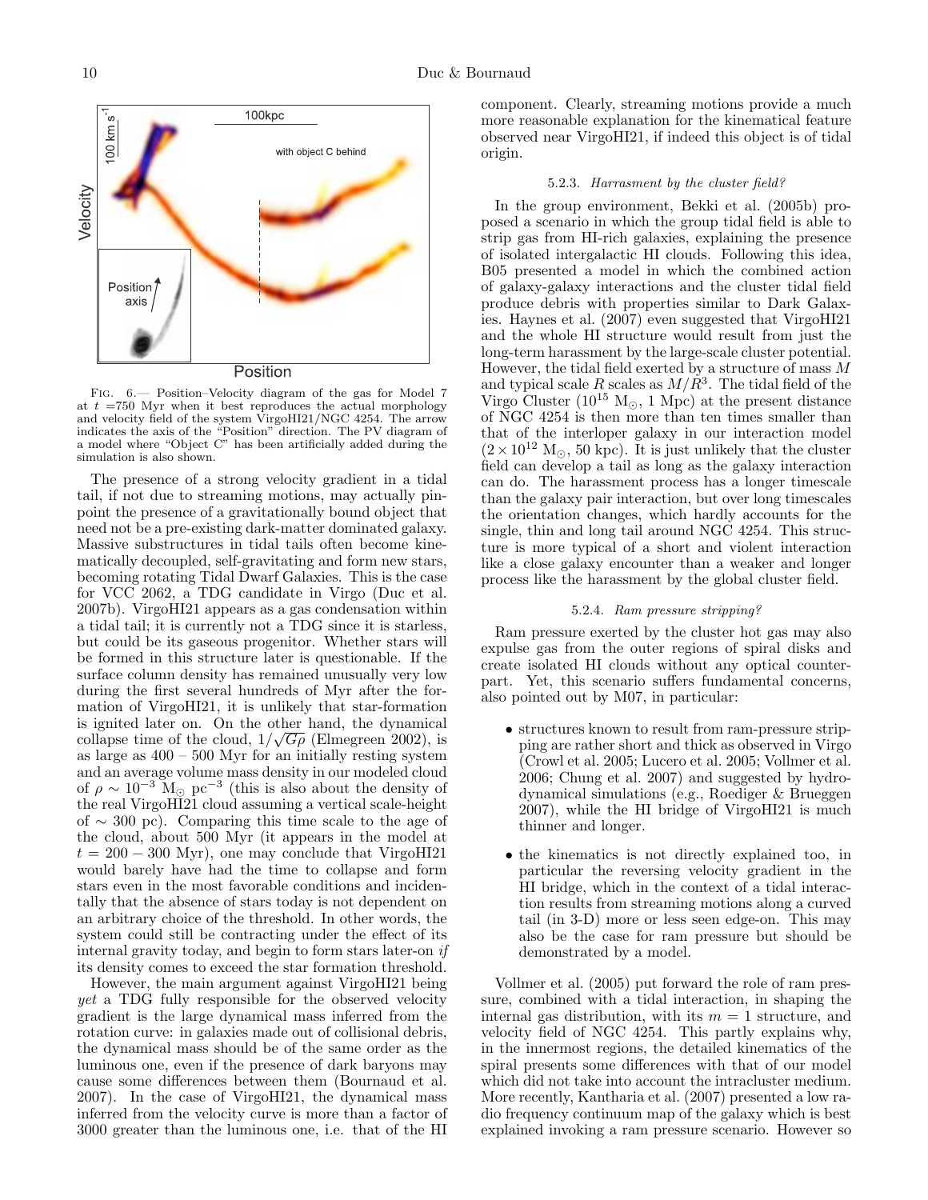Fig. 6.— Position–Velocity diagram of the gas for Model 7 at $t$ =750 Myr when it best reproduces the actual morphology and velocity field of the system VirgoHI21/NGC 4254. The arrow indicates the axis of the "Position" direction. The PV diagram of a model where "Object C" has been artificially added during the simulation is also shown.

The presence of a strong velocity gradient in a tidal tail, if not due to streaming motions, may actually pinpoint the presence of a gravitationally bound object that need not be a pre-existing dark-matter dominated galaxy. Massive substructures in tidal tails often become kinematically decoupled, self-gravitating and form new stars, becoming rotating Tidal Dwarf Galaxies. This is the case for VCC 2062, a TDG candidate in Virgo (Duc et al. 2007b). VirgoHI21 appears as a gas condensation within a tidal tail; it is currently not a TDG since it is starless, but could be its gaseous progenitor. Whether stars will be formed in this structure later is questionable. If the surface column density has remained unusually very low during the first several hundreds of Myr after the formation of VirgoHI21, it is unlikely that star-formation is ignited later on. On the other hand, the dynamical collapse time of the cloud, $1/\sqrt{G\rho}$ (Elmegreen 2002), is as large as 400 – 500 Myr for an initially resting system and an average volume mass density in our modeled cloud of $\rho \sim 10^{-3}$ M$_\odot$ pc$^{-3}$ (this is also about the density of the real VirgoHI21 cloud assuming a vertical scale-height of $\sim$ 300 pc). Comparing this time scale to the age of the cloud, about 500 Myr (it appears in the model at $t = 200 - 300$ Myr), one may conclude that VirgoHI21 would barely have had the time to collapse and form stars even in the most favorable conditions and incidentally that the absence of stars today is not dependent on an arbitrary choice of the threshold. In other words, the system could still be contracting under the effect of its internal gravity today, and begin to form stars later-on *if* its density comes to exceed the star formation threshold.

However, the main argument against VirgoHI21 being *yet* a TDG fully responsible for the observed velocity gradient is the large dynamical mass inferred from the rotation curve: in galaxies made out of collisional debris, the dynamical mass should be of the same order as the luminous one, even if the presence of dark baryons may cause some differences between them (Bournaud et al. 2007). In the case of VirgoHI21, the dynamical mass inferred from the velocity curve is more than a factor of 3000 greater than the luminous one, i.e. that of the HI component. Clearly, streaming motions provide a much more reasonable explanation for the kinematical feature observed near VirgoHI21, if indeed this object is of tidal origin.

#### 5.2.3. *Harrassment by the cluster field?*

In the group environment, Bekki et al. (2005b) proposed a scenario in which the group tidal field is able to strip gas from HI-rich galaxies, explaining the presence of isolated intergalactic HI clouds. Following this idea, B05 presented a model in which the combined action of galaxy-galaxy interactions and the cluster tidal field produce debris with properties similar to Dark Galaxies. Haynes et al. (2007) even suggested that VirgoHI21 and the whole HI structure would result from just the long-term harassment by the large-scale cluster potential. However, the tidal field exerted by a structure of mass $M$ and typical scale $R$ scales as $M/R^3$. The tidal field of the Virgo Cluster ($10^{15}$ M$_\odot$, 1 Mpc) at the present distance of NGC 4254 is then more than ten times smaller than that of the interloper galaxy in our interaction model ($2 \times 10^{12}$ M$_\odot$, 50 kpc). It is just unlikely that the cluster field can develop a tail as long as the galaxy interaction can do. The harassment process has a longer timescale than the galaxy pair interaction, but over long timescales the orientation changes, which hardly accounts for the single, thin and long tail around NGC 4254. This structure is more typical of a short and violent interaction like a close galaxy encounter than a weaker and longer process like the harassment by the global cluster field.

#### 5.2.4. *Ram pressure stripping?*

Ram pressure exerted by the cluster hot gas may also expulse gas from the outer regions of spiral disks and create isolated HI clouds without any optical counterpart. Yet, this scenario suffers fundamental concerns, also pointed out by M07, in particular:

- structures known to result from ram-pressure stripping are rather short and thick as observed in Virgo (Crowl et al. 2005; Lucero et al. 2005; Vollmer et al. 2006; Chung et al. 2007) and suggested by hydrodynamical simulations (e.g., Roediger & Brueggen 2007), while the HI bridge of VirgoHI21 is much thinner and longer.
- the kinematics is not directly explained too, in particular the reversing velocity gradient in the HI bridge, which in the context of a tidal interaction results from streaming motions along a curved tail (in 3-D) more or less seen edge-on. This may also be the case for ram pressure but should be demonstrated by a model.

Vollmer et al. (2005) put forward the role of ram pressure, combined with a tidal interaction, in shaping the internal gas distribution, with its $m = 1$ structure, and velocity field of NGC 4254. This partly explains why, in the innermost regions, the detailed kinematics of the spiral presents some differences with that of our model which did not take into account the intracluster medium. More recently, Kantharia et al. (2007) presented a low radio frequency continuum map of the galaxy which is best explained invoking a ram pressure scenario. However so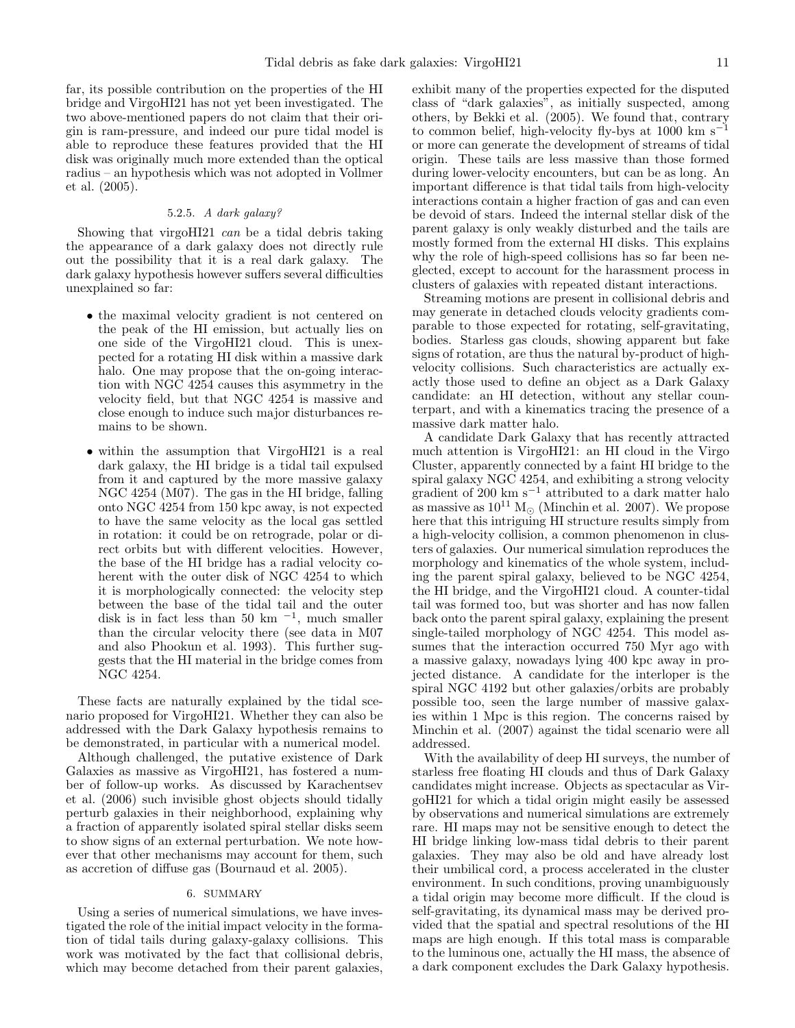far, its possible contribution on the properties of the HI bridge and VirgoHI21 has not yet been investigated. The two above-mentioned papers do not claim that their origin is ram-pressure, and indeed our pure tidal model is able to reproduce these features provided that the HI disk was originally much more extended than the optical radius – an hypothesis which was not adopted in Vollmer et al. (2005).

#### 5.2.5. *A dark galaxy?*

Showing that virgoHI21 *can* be a tidal debris taking the appearance of a dark galaxy does not directly rule out the possibility that it is a real dark galaxy. The dark galaxy hypothesis however suffers several difficulties unexplained so far:

- the maximal velocity gradient is not centered on the peak of the HI emission, but actually lies on one side of the VirgoHI21 cloud. This is unexpected for a rotating HI disk within a massive dark halo. One may propose that the on-going interaction with NGC 4254 causes this asymmetry in the velocity field, but that NGC 4254 is massive and close enough to induce such major disturbances remains to be shown.
- within the assumption that VirgoHI21 is a real dark galaxy, the HI bridge is a tidal tail expulsed from it and captured by the more massive galaxy NGC 4254 (M07). The gas in the HI bridge, falling onto NGC 4254 from 150 kpc away, is not expected to have the same velocity as the local gas settled in rotation: it could be on retrograde, polar or direct orbits but with different velocities. However, the base of the HI bridge has a radial velocity coherent with the outer disk of NGC 4254 to which it is morphologically connected: the velocity step between the base of the tidal tail and the outer disk is in fact less than 50 km $^{-1}$, much smaller than the circular velocity there (see data in M07 and also Phookun et al. 1993). This further suggests that the HI material in the bridge comes from NGC 4254.

These facts are naturally explained by the tidal scenario proposed for VirgoHI21. Whether they can also be addressed with the Dark Galaxy hypothesis remains to be demonstrated, in particular with a numerical model.

Although challenged, the putative existence of Dark Galaxies as massive as VirgoHI21, has fostered a number of follow-up works. As discussed by Karachentsev et al. (2006) such invisible ghost objects should tidally perturb galaxies in their neighborhood, explaining why a fraction of apparently isolated spiral stellar disks seem to show signs of an external perturbation. We note however that other mechanisms may account for them, such as accretion of diffuse gas (Bournaud et al. 2005).

## 6. SUMMARY

Using a series of numerical simulations, we have investigated the role of the initial impact velocity in the formation of tidal tails during galaxy-galaxy collisions. This work was motivated by the fact that collisional debris, which may become detached from their parent galaxies, exhibit many of the properties expected for the disputed class of "dark galaxies", as initially suspected, among others, by Bekki et al. (2005). We found that, contrary to common belief, high-velocity fly-bys at 1000 km s$^{-1}$ or more can generate the development of streams of tidal origin. These tails are less massive than those formed during lower-velocity encounters, but can be as long. An important difference is that tidal tails from high-velocity interactions contain a higher fraction of gas and can even be devoid of stars. Indeed the internal stellar disk of the parent galaxy is only weakly disturbed and the tails are mostly formed from the external HI disks. This explains why the role of high-speed collisions has so far been neglected, except to account for the harassment process in clusters of galaxies with repeated distant interactions.

Streaming motions are present in collisional debris and may generate in detached clouds velocity gradients comparable to those expected for rotating, self-gravitating, bodies. Starless gas clouds, showing apparent but fake signs of rotation, are thus the natural by-product of high-velocity collisions. Such characteristics are actually exactly those used to define an object as a Dark Galaxy candidate: an HI detection, without any stellar counterpart, and with a kinematics tracing the presence of a massive dark matter halo.

A candidate Dark Galaxy that has recently attracted much attention is VirgoHI21: an HI cloud in the Virgo Cluster, apparently connected by a faint HI bridge to the spiral galaxy NGC 4254, and exhibiting a strong velocity gradient of 200 km s$^{-1}$ attributed to a dark matter halo as massive as $10^{11}$ M$_{\odot}$ (Minchin et al. 2007). We propose here that this intriguing HI structure results simply from a high-velocity collision, a common phenomenon in clusters of galaxies. Our numerical simulation reproduces the morphology and kinematics of the whole system, including the parent spiral galaxy, believed to be NGC 4254, the HI bridge, and the VirgoHI21 cloud. A counter-tidal tail was formed too, but was shorter and has now fallen back onto the parent spiral galaxy, explaining the present single-tailed morphology of NGC 4254. This model assumes that the interaction occurred 750 Myr ago with a massive galaxy, nowadays lying 400 kpc away in projected distance. A candidate for the interloper is the spiral NGC 4192 but other galaxies/orbits are probably possible too, seen the large number of massive galaxies within 1 Mpc is this region. The concerns raised by Minchin et al. (2007) against the tidal scenario were all addressed.

With the availability of deep HI surveys, the number of starless free floating HI clouds and thus of Dark Galaxy candidates might increase. Objects as spectacular as VirgoHI21 for which a tidal origin might easily be assessed by observations and numerical simulations are extremely rare. HI maps may not be sensitive enough to detect the HI bridge linking low-mass tidal debris to their parent galaxies. They may also be old and have already lost their umbilical cord, a process accelerated in the cluster environment. In such conditions, proving unambiguously a tidal origin may become more difficult. If the cloud is self-gravitating, its dynamical mass may be derived provided that the spatial and spectral resolutions of the HI maps are high enough. If this total mass is comparable to the luminous one, actually the HI mass, the absence of a dark component excludes the Dark Galaxy hypothesis.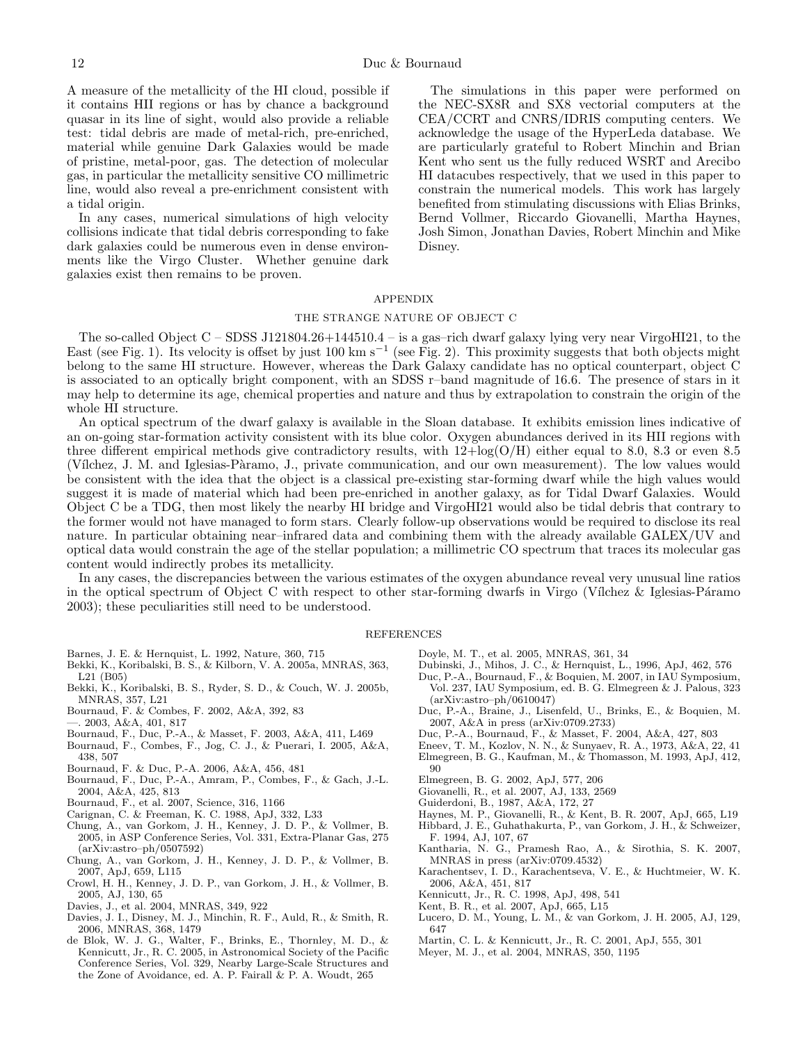A measure of the metallicity of the HI cloud, possible if it contains HII regions or has by chance a background quasar in its line of sight, would also provide a reliable test: tidal debris are made of metal-rich, pre-enriched, material while genuine Dark Galaxies would be made of pristine, metal-poor, gas. The detection of molecular gas, in particular the metallicity sensitive CO millimetric line, would also reveal a pre-enrichment consistent with a tidal origin.

In any cases, numerical simulations of high velocity collisions indicate that tidal debris corresponding to fake dark galaxies could be numerous even in dense environments like the Virgo Cluster. Whether genuine dark galaxies exist then remains to be proven.

The simulations in this paper were performed on the NEC-SX8R and SX8 vectorial computers at the CEA/CCRT and CNRS/IDRIS computing centers. We acknowledge the usage of the HyperLeda database. We are particularly grateful to Robert Minchin and Brian Kent who sent us the fully reduced WSRT and Arecibo HI datacubes respectively, that we used in this paper to constrain the numerical models. This work has largely benefited from stimulating discussions with Elias Brinks, Bernd Vollmer, Riccardo Giovanelli, Martha Haynes, Josh Simon, Jonathan Davies, Robert Minchin and Mike Disney.

## APPENDIX

### THE STRANGE NATURE OF OBJECT C

The so-called Object C – SDSS J121804.26+144510.4 – is a gas–rich dwarf galaxy lying very near VirgoHI21, to the East (see Fig. 1). Its velocity is offset by just 100 km $s^{-1}$ (see Fig. 2). This proximity suggests that both objects might belong to the same HI structure. However, whereas the Dark Galaxy candidate has no optical counterpart, object C is associated to an optically bright component, with an SDSS r–band magnitude of 16.6. The presence of stars in it may help to determine its age, chemical properties and nature and thus by extrapolation to constrain the origin of the whole HI structure.

An optical spectrum of the dwarf galaxy is available in the Sloan database. It exhibits emission lines indicative of an on-going star-formation activity consistent with its blue color. Oxygen abundances derived in its HII regions with three different empirical methods give contradictory results, with 12+log(O/H) either equal to 8.0, 8.3 or even 8.5 (Vílchez, J. M. and Iglesias-Pàramo, J., private communication, and our own measurement). The low values would be consistent with the idea that the object is a classical pre-existing star-forming dwarf while the high values would suggest it is made of material which had been pre-enriched in another galaxy, as for Tidal Dwarf Galaxies. Would Object C be a TDG, then most likely the nearby HI bridge and VirgoHI21 would also be tidal debris that contrary to the former would not have managed to form stars. Clearly follow-up observations would be required to disclose its real nature. In particular obtaining near–infrared data and combining them with the already available GALEX/UV and optical data would constrain the age of the stellar population; a millimetric CO spectrum that traces its molecular gas content would indirectly probes its metallicity.

In any cases, the discrepancies between the various estimates of the oxygen abundance reveal very unusual line ratios in the optical spectrum of Object C with respect to other star-forming dwarfs in Virgo (Vílchez & Iglesias-Páramo 2003); these peculiarities still need to be understood.

## REFERENCES

Barnes, J. E. & Hernquist, L. 1992, Nature, 360, 715
Bekki, K., Koribalski, B. S., & Kilborn, V. A. 2005a, MNRAS, 363, L21 (B05)
Bekki, K., Koribalski, B. S., Ryder, S. D., & Couch, W. J. 2005b, MNRAS, 357, L21
Bournaud, F. & Combes, F. 2002, A&A, 392, 83
—. 2003, A&A, 401, 817
Bournaud, F., Duc, P.-A., & Masset, F. 2003, A&A, 411, L469
Bournaud, F., Combes, F., Jog, C. J., & Puerari, I. 2005, A&A, 438, 507
Bournaud, F. & Duc, P.-A. 2006, A&A, 456, 481
Bournaud, F., Duc, P.-A., Amram, P., Combes, F., & Gach, J.-L. 2004, A&A, 425, 813
Bournaud, F., et al. 2007, Science, 316, 1166
Carignan, C. & Freeman, K. C. 1988, ApJ, 332, L33
Chung, A., van Gorkom, J. H., Kenney, J. D. P., & Vollmer, B. 2005, in ASP Conference Series, Vol. 331, Extra-Planar Gas, 275 (arXiv:astro–ph/0507592)
Chung, A., van Gorkom, J. H., Kenney, J. D. P., & Vollmer, B. 2007, ApJ, 659, L115
Crowl, H. H., Kenney, J. D. P., van Gorkom, J. H., & Vollmer, B. 2005, AJ, 130, 65
Davies, J., et al. 2004, MNRAS, 349, 922
Davies, J. I., Disney, M. J., Minchin, R. F., Auld, R., & Smith, R. 2006, MNRAS, 368, 1479
de Blok, W. J. G., Walter, F., Brinks, E., Thornley, M. D., & Kennicutt, Jr., R. C. 2005, in Astronomical Society of the Pacific Conference Series, Vol. 329, Nearby Large-Scale Structures and the Zone of Avoidance, ed. A. P. Fairall & P. A. Woudt, 265
Doyle, M. T., et al. 2005, MNRAS, 361, 34
Dubinski, J., Mihos, J. C., & Hernquist, L., 1996, ApJ, 462, 576
Duc, P.-A., Bournaud, F., & Boquien, M. 2007, in IAU Symposium, Vol. 237, IAU Symposium, ed. B. G. Elmegreen & J. Palous, 323 (arXiv:astro–ph/0610047)
Duc, P.-A., Braine, J., Lisenfeld, U., Brinks, E., & Boquien, M. 2007, A&A in press (arXiv:0709.2733)
Duc, P.-A., Bournaud, F., & Masset, F. 2004, A&A, 427, 803
Eneev, T. M., Kozlov, N. N., & Sunyaev, R. A., 1973, A&A, 22, 41
Elmegreen, B. G., Kaufman, M., & Thomasson, M. 1993, ApJ, 412, 90
Elmegreen, B. G. 2002, ApJ, 577, 206
Giovanelli, R., et al. 2007, AJ, 133, 2569
Guiderdoni, B., 1987, A&A, 172, 27
Haynes, M. P., Giovanelli, R., & Kent, B. R. 2007, ApJ, 665, L19
Hibbard, J. E., Guhathakurta, P., van Gorkom, J. H., & Schweizer, F. 1994, AJ, 107, 67
Kantharia, N. G., Pramesh Rao, A., & Sirothia, S. K. 2007, MNRAS in press (arXiv:0709.4532)
Karachentsev, I. D., Karachentseva, V. E., & Huchtmeier, W. K. 2006, A&A, 451, 817
Kennicutt, Jr., R. C. 1998, ApJ, 498, 541
Kent, B. R., et al. 2007, ApJ, 665, L15
Lucero, D. M., Young, L. M., & van Gorkom, J. H. 2005, AJ, 129, 647
Martin, C. L. & Kennicutt, Jr., R. C. 2001, ApJ, 555, 301
Meyer, M. J., et al. 2004, MNRAS, 350, 1195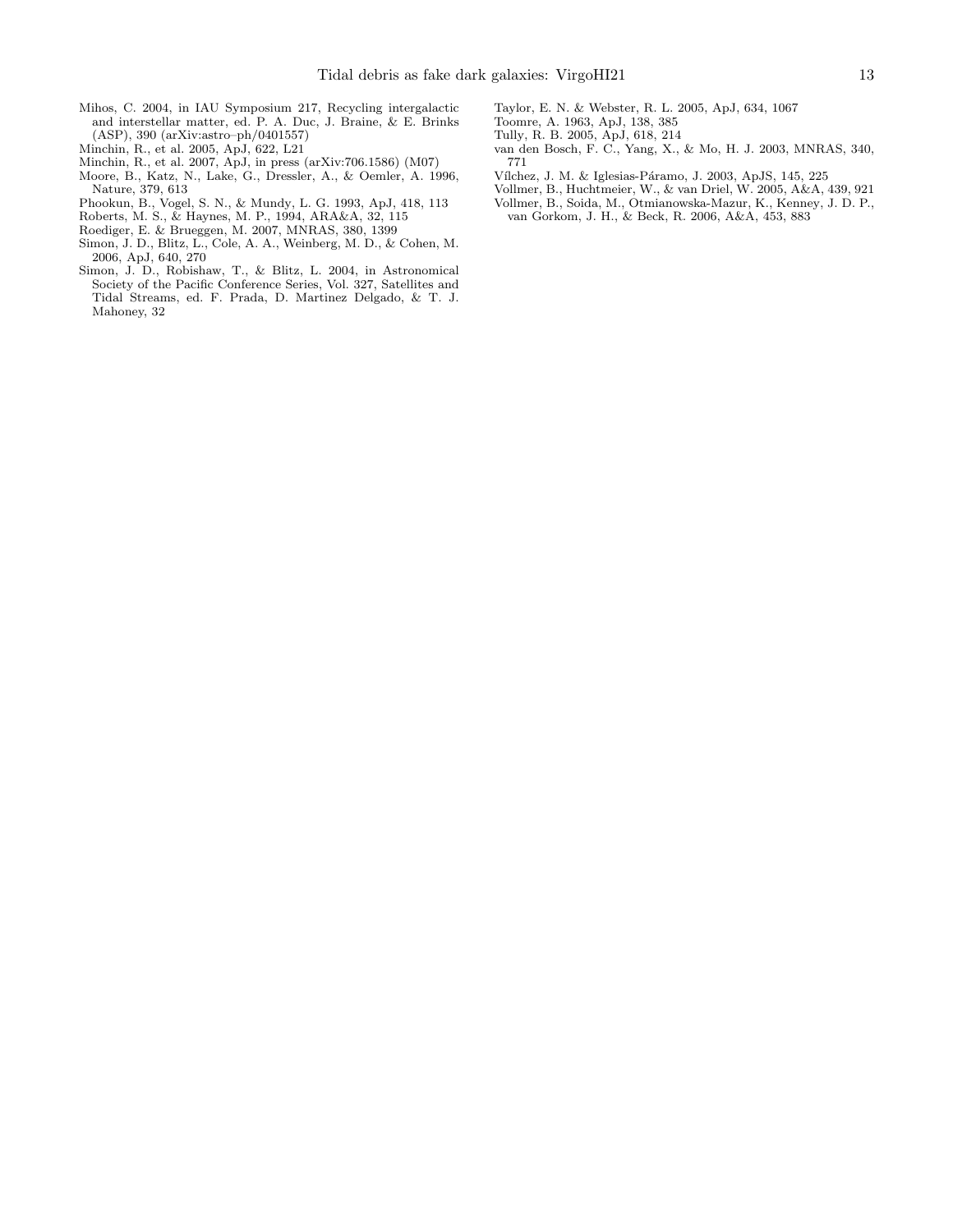Mihos, C. 2004, in IAU Symposium 217, Recycling intergalactic and interstellar matter, ed. P. A. Duc, J. Braine, & E. Brinks (ASP), 390 (arXiv:astro–ph/0401557)

Minchin, R., et al. 2005, ApJ, 622, L21

Minchin, R., et al. 2007, ApJ, in press (arXiv:706.1586) (M07)

Moore, B., Katz, N., Lake, G., Dressler, A., & Oemler, A. 1996, Nature, 379, 613

Phookun, B., Vogel, S. N., & Mundy, L. G. 1993, ApJ, 418, 113

Roberts, M. S., & Haynes, M. P., 1994, ARA&A, 32, 115

Roediger, E. & Brueggen, M. 2007, MNRAS, 380, 1399

Simon, J. D., Blitz, L., Cole, A. A., Weinberg, M. D., & Cohen, M. 2006, ApJ, 640, 270

Simon, J. D., Robishaw, T., & Blitz, L. 2004, in Astronomical Society of the Pacific Conference Series, Vol. 327, Satellites and Tidal Streams, ed. F. Prada, D. Martinez Delgado, & T. J. Mahoney, 32

Taylor, E. N. & Webster, R. L. 2005, ApJ, 634, 1067

Toomre, A. 1963, ApJ, 138, 385

Tully, R. B. 2005, ApJ, 618, 214

van den Bosch, F. C., Yang, X., & Mo, H. J. 2003, MNRAS, 340, 771

Vílchez, J. M. & Iglesias-Páramo, J. 2003, ApJS, 145, 225

Vollmer, B., Huchtmeier, W., & van Driel, W. 2005, A&A, 439, 921

Vollmer, B., Soida, M., Otmianowska-Mazur, K., Kenney, J. D. P., van Gorkom, J. H., & Beck, R. 2006, A&A, 453, 883